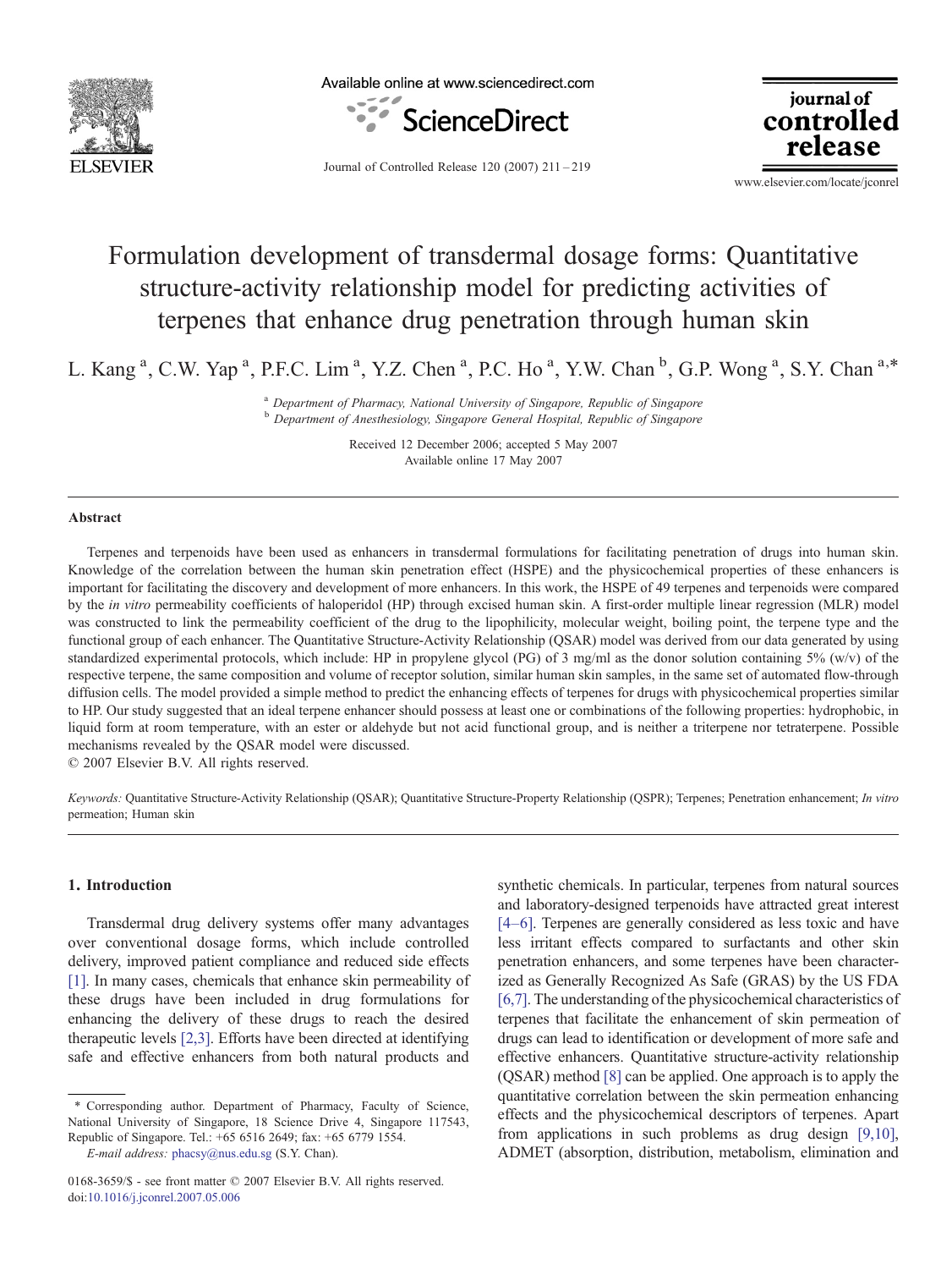# Formulation development of transdermal dosage forms: Quantitative structure-activity relationship model for predicting activities of terpenes that enhance drug penetration through human skin

L. Kang [a], C.W. Yap [a], P.F.C. Lim [a], Y.Z. Chen [a], P.C. Ho [a], Y.W. Chan [b], G.P. Wong [a], S.Y. Chan [a,*]

[a] *Department of Pharmacy, National University of Singapore, Republic of Singapore*
[b] *Department of Anesthesiology, Singapore General Hospital, Republic of Singapore*

Received 12 December 2006; accepted 5 May 2007
Available online 17 May 2007

## Abstract

Terpenes and terpenoids have been used as enhancers in transdermal formulations for facilitating penetration of drugs into human skin. Knowledge of the correlation between the human skin penetration effect (HSPE) and the physicochemical properties of these enhancers is important for facilitating the discovery and development of more enhancers. In this work, the HSPE of 49 terpenes and terpenoids were compared by the *in vitro* permeability coefficients of haloperidol (HP) through excised human skin. A first-order multiple linear regression (MLR) model was constructed to link the permeability coefficient of the drug to the lipophilicity, molecular weight, boiling point, the terpene type and the functional group of each enhancer. The Quantitative Structure-Activity Relationship (QSAR) model was derived from our data generated by using standardized experimental protocols, which include: HP in propylene glycol (PG) of 3 mg/ml as the donor solution containing 5% (w/v) of the respective terpene, the same composition and volume of receptor solution, similar human skin samples, in the same set of automated flow-through diffusion cells. The model provided a simple method to predict the enhancing effects of terpenes for drugs with physicochemical properties similar to HP. Our study suggested that an ideal terpene enhancer should possess at least one or combinations of the following properties: hydrophobic, in liquid form at room temperature, with an ester or aldehyde but not acid functional group, and is neither a triterpene nor tetraterpene. Possible mechanisms revealed by the QSAR model were discussed.
© 2007 Elsevier B.V. All rights reserved.

*Keywords:* Quantitative Structure-Activity Relationship (QSAR); Quantitative Structure-Property Relationship (QSPR); Terpenes; Penetration enhancement; *In vitro* permeation; Human skin

## 1. Introduction

Transdermal drug delivery systems offer many advantages over conventional dosage forms, which include controlled delivery, improved patient compliance and reduced side effects [1]. In many cases, chemicals that enhance skin permeability of these drugs have been included in drug formulations for enhancing the delivery of these drugs to reach the desired therapeutic levels [2,3]. Efforts have been directed at identifying safe and effective enhancers from both natural products and synthetic chemicals. In particular, terpenes from natural sources and laboratory-designed terpenoids have attracted great interest [4–6]. Terpenes are generally considered as less toxic and have less irritant effects compared to surfactants and other skin penetration enhancers, and some terpenes have been characterized as Generally Recognized As Safe (GRAS) by the US FDA [6,7]. The understanding of the physicochemical characteristics of terpenes that facilitate the enhancement of skin permeation of drugs can lead to identification or development of more safe and effective enhancers. Quantitative structure-activity relationship (QSAR) method [8] can be applied. One approach is to apply the quantitative correlation between the skin permeation enhancing effects and the physicochemical descriptors of terpenes. Apart from applications in such problems as drug design [9,10], ADMET (absorption, distribution, metabolism, elimination and

* Corresponding author. Department of Pharmacy, Faculty of Science, National University of Singapore, 18 Science Drive 4, Singapore 117543, Republic of Singapore. Tel.: +65 6516 2649; fax: +65 6779 1554.
*E-mail address:* phacsy@nus.edu.sg (S.Y. Chan).

0168-3659/$ - see front matter © 2007 Elsevier B.V. All rights reserved.
doi:10.1016/j.jconrel.2007.05.006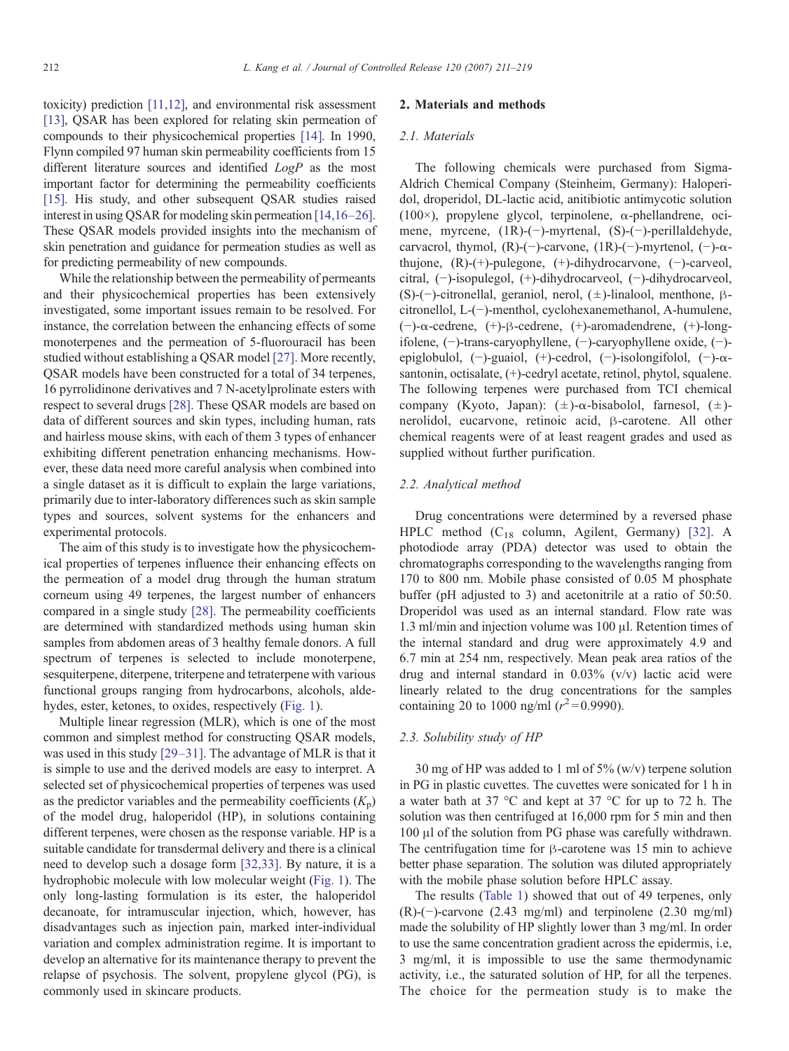toxicity) prediction [11,12], and environmental risk assessment [13], QSAR has been explored for relating skin permeation of compounds to their physicochemical properties [14]. In 1990, Flynn compiled 97 human skin permeability coefficients from 15 different literature sources and identified *LogP* as the most important factor for determining the permeability coefficients [15]. His study, and other subsequent QSAR studies raised interest in using QSAR for modeling skin permeation [14,16–26]. These QSAR models provided insights into the mechanism of skin penetration and guidance for permeation studies as well as for predicting permeability of new compounds.

While the relationship between the permeability of permeants and their physicochemical properties has been extensively investigated, some important issues remain to be resolved. For instance, the correlation between the enhancing effects of some monoterpenes and the permeation of 5-fluorouracil has been studied without establishing a QSAR model [27]. More recently, QSAR models have been constructed for a total of 34 terpenes, 16 pyrrolidinone derivatives and 7 N-acetylprolinate esters with respect to several drugs [28]. These QSAR models are based on data of different sources and skin types, including human, rats and hairless mouse skins, with each of them 3 types of enhancer exhibiting different penetration enhancing mechanisms. However, these data need more careful analysis when combined into a single dataset as it is difficult to explain the large variations, primarily due to inter-laboratory differences such as skin sample types and sources, solvent systems for the enhancers and experimental protocols.

The aim of this study is to investigate how the physicochemical properties of terpenes influence their enhancing effects on the permeation of a model drug through the human stratum corneum using 49 terpenes, the largest number of enhancers compared in a single study [28]. The permeability coefficients are determined with standardized methods using human skin samples from abdomen areas of 3 healthy female donors. A full spectrum of terpenes is selected to include monoterpene, sesquiterpene, diterpene, triterpene and tetraterpene with various functional groups ranging from hydrocarbons, alcohols, aldehydes, ester, ketones, to oxides, respectively (Fig. 1).

Multiple linear regression (MLR), which is one of the most common and simplest method for constructing QSAR models, was used in this study [29–31]. The advantage of MLR is that it is simple to use and the derived models are easy to interpret. A selected set of physicochemical properties of terpenes was used as the predictor variables and the permeability coefficients ($K_p$) of the model drug, haloperidol (HP), in solutions containing different terpenes, were chosen as the response variable. HP is a suitable candidate for transdermal delivery and there is a clinical need to develop such a dosage form [32,33]. By nature, it is a hydrophobic molecule with low molecular weight (Fig. 1). The only long-lasting formulation is its ester, the haloperidol decanoate, for intramuscular injection, which, however, has disadvantages such as injection pain, marked inter-individual variation and complex administration regime. It is important to develop an alternative for its maintenance therapy to prevent the relapse of psychosis. The solvent, propylene glycol (PG), is commonly used in skincare products.

## 2. Materials and methods

### 2.1. Materials

The following chemicals were purchased from Sigma-Aldrich Chemical Company (Steinheim, Germany): Haloperidol, droperidol, DL-lactic acid, anitibiotic antimycotic solution (100×), propylene glycol, terpinolene, α-phellandrene, ocimene, myrcene, (1R)-(−)-myrtenal, (S)-(−)-perillaldehyde, carvacrol, thymol, (R)-(−)-carvone, (1R)-(−)-myrtenol, (−)-α-thujone, (R)-(+)-pulegone, (+)-dihydrocarvone, (−)-carveol, citral, (−)-isopulegol, (+)-dihydrocarveol, (−)-dihydrocarveol, (S)-(−)-citronellal, geraniol, nerol, (±)-linalool, menthone, β-citronellol, L-(−)-menthol, cyclohexanemethanol, A-humulene, (−)-α-cedrene, (+)-β-cedrene, (+)-aromadendrene, (+)-longifolene, (−)-trans-caryophyllene, (−)-caryophyllene oxide, (−)-epiglobulol, (−)-guaiol, (+)-cedrol, (−)-isolongifolol, (−)-α-santonin, octisalate, (+)-cedryl acetate, retinol, phytol, squalene. The following terpenes were purchased from TCI chemical company (Kyoto, Japan): (±)-α-bisabolol, farnesol, (±)-nerolidol, eucarvone, retinoic acid, β-carotene. All other chemical reagents were of at least reagent grades and used as supplied without further purification.

### 2.2. Analytical method

Drug concentrations were determined by a reversed phase HPLC method ($C_{18}$ column, Agilent, Germany) [32]. A photodiode array (PDA) detector was used to obtain the chromatographs corresponding to the wavelengths ranging from 170 to 800 nm. Mobile phase consisted of 0.05 M phosphate buffer (pH adjusted to 3) and acetonitrile at a ratio of 50:50. Droperidol was used as an internal standard. Flow rate was 1.3 ml/min and injection volume was 100 μl. Retention times of the internal standard and drug were approximately 4.9 and 6.7 min at 254 nm, respectively. Mean peak area ratios of the drug and internal standard in 0.03% (v/v) lactic acid were linearly related to the drug concentrations for the samples containing 20 to 1000 ng/ml ($r^2$ = 0.9990).

### 2.3. Solubility study of HP

30 mg of HP was added to 1 ml of 5% (w/v) terpene solution in PG in plastic cuvettes. The cuvettes were sonicated for 1 h in a water bath at 37 °C and kept at 37 °C for up to 72 h. The solution was then centrifuged at 16,000 rpm for 5 min and then 100 μl of the solution from PG phase was carefully withdrawn. The centrifugation time for β-carotene was 15 min to achieve better phase separation. The solution was diluted appropriately with the mobile phase solution before HPLC assay.

The results (Table 1) showed that out of 49 terpenes, only (R)-(−)-carvone (2.43 mg/ml) and terpinolene (2.30 mg/ml) made the solubility of HP slightly lower than 3 mg/ml. In order to use the same concentration gradient across the epidermis, i.e, 3 mg/ml, it is impossible to use the same thermodynamic activity, i.e., the saturated solution of HP, for all the terpenes. The choice for the permeation study is to make the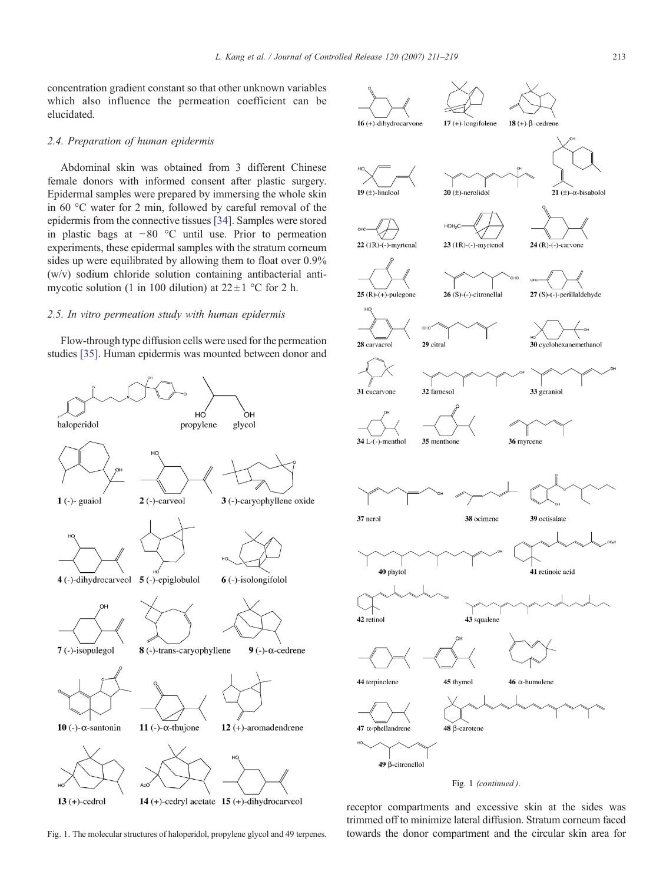concentration gradient constant so that other unknown variables which also influence the permeation coefficient can be elucidated.

### 2.4. Preparation of human epidermis

Abdominal skin was obtained from 3 different Chinese female donors with informed consent after plastic surgery. Epidermal samples were prepared by immersing the whole skin in 60 °C water for 2 min, followed by careful removal of the epidermis from the connective tissues [34]. Samples were stored in plastic bags at −80 °C until use. Prior to permeation experiments, these epidermal samples with the stratum corneum sides up were equilibrated by allowing them to float over 0.9% (w/v) sodium chloride solution containing antibacterial antimycotic solution (1 in 100 dilution) at 22±1 °C for 2 h.

### 2.5. In vitro permeation study with human epidermis

Flow-through type diffusion cells were used for the permeation studies [35]. Human epidermis was mounted between donor and receptor compartments and excessive skin at the sides was trimmed off to minimize lateral diffusion. Stratum corneum faced towards the donor compartment and the circular skin area for

haloperidol, propylene glycol, **1** (-)- guaiol, **2** (-)-carveol, **3** (-)-caryophyllene oxide, **4** (-)-dihydrocarveol, **5** (-)-epiglobulol, **6** (-)-isolongifolol, **7** (-)-isopulegol, **8** (-)-trans-caryophyllene, **9** (-)-α-cedrene, **10** (-)-α-santonin, **11** (-)-α-thujone, **12** (+)-aromadendrene, **13** (+)-cedrol, **14** (+)-cedryl acetate, **15** (+)-dihydrocarveol

Fig. 1. The molecular structures of haloperidol, propylene glycol and 49 terpenes.

**16** (+)-dihydrocarvone, **17** (+)-longifolene, **18** (+)-β–cedrene, **19** (±)-linalool, **20** (±)-nerolidol, **21** (±)-α-bisabolol, **22** (1R)-(-)-myrtenal, **23** (1R)-(-)-myrtenol, **24** (R)-(-)-carvone, **25** (R)-(+)-pulegone, **26** (S)-(-)-citronellal, **27** (S)-(-)-perillaldehyde, **28** carvacrol, **29** citral, **30** cyclohexanemethanol, **31** eucarvone, **32** farnesol, **33** geraniol, **34** L-(-)-menthol, **35** menthone, **36** myrcene, **37** nerol, **38** ocimene, **39** octisalate, **40** phytol, **41** retinoic acid, **42** retinol, **43** squalene, **44** terpinolene, **45** thymol, **46** α-humulene, **47** α-phellandrene, **48** β-carotene, **49** β-citronellol

Fig. 1 *(continued)*.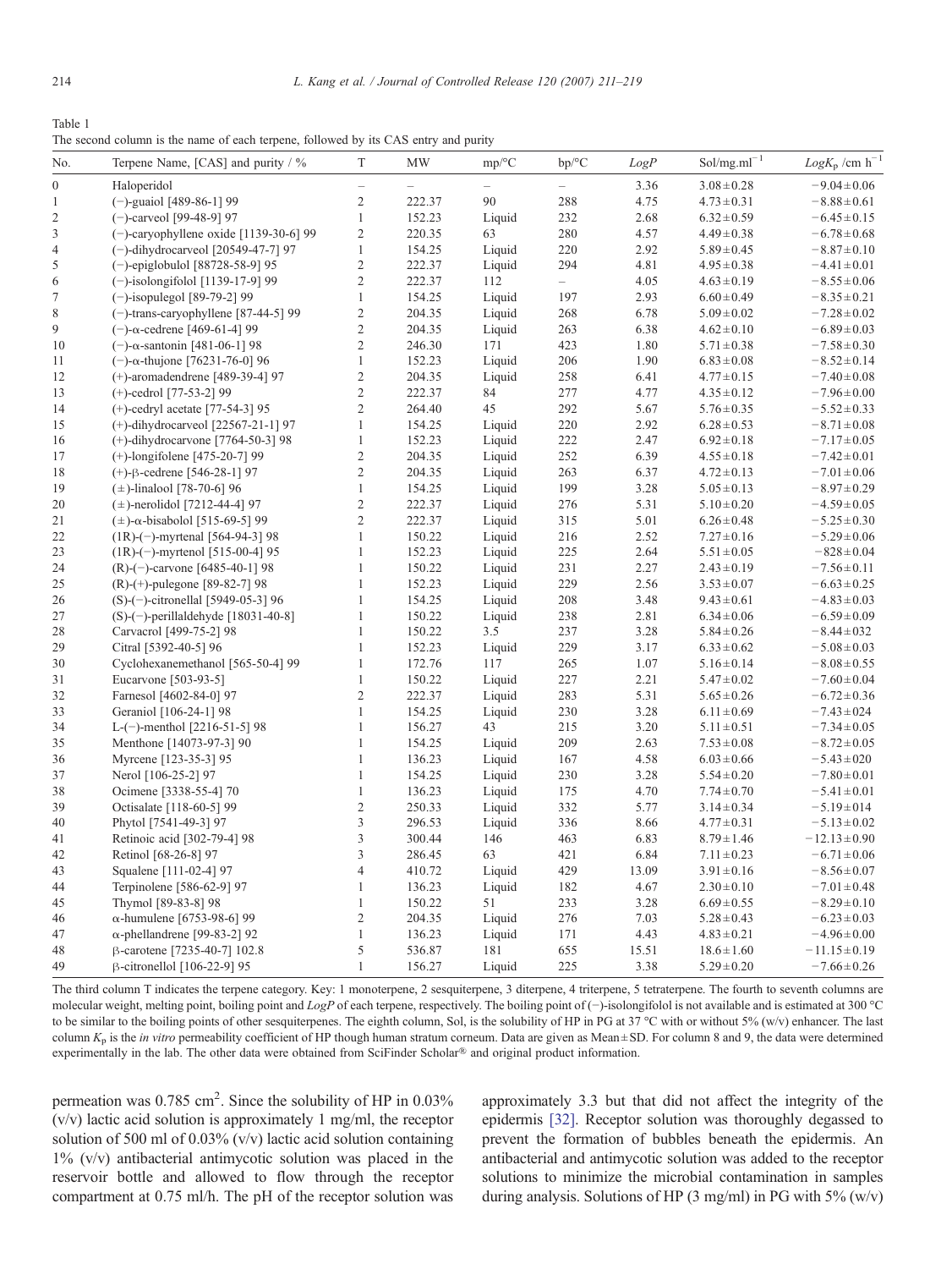Table 1
The second column is the name of each terpene, followed by its CAS entry and purity

| No. | Terpene Name, [CAS] and purity / % | T | MW | mp/°C | bp/°C | *LogP* | Sol/mg.ml$^{-1}$ | $LogK_p$ /cm h$^{-1}$ |
|---|---|---|---|---|---|---|---|---|
| 0 | Haloperidol | – | – | – | – | 3.36 | 3.08 ± 0.28 | −9.04 ± 0.06 |
| 1 | (−)-guaiol [489-86-1] 99 | 2 | 222.37 | 90 | 288 | 4.75 | 4.73 ± 0.31 | −8.88 ± 0.61 |
| 2 | (−)-carveol [99-48-9] 97 | 1 | 152.23 | Liquid | 232 | 2.68 | 6.32 ± 0.59 | −6.45 ± 0.15 |
| 3 | (−)-caryophyllene oxide [1139-30-6] 99 | 2 | 220.35 | 63 | 280 | 4.57 | 4.49 ± 0.38 | −6.78 ± 0.68 |
| 4 | (−)-dihydrocarveol [20549-47-7] 97 | 1 | 154.25 | Liquid | 220 | 2.92 | 5.89 ± 0.45 | −8.87 ± 0.10 |
| 5 | (−)-epiglobulol [88728-58-9] 95 | 2 | 222.37 | Liquid | 294 | 4.81 | 4.95 ± 0.38 | −4.41 ± 0.01 |
| 6 | (−)-isolongifolol [1139-17-9] 99 | 2 | 222.37 | 112 | – | 4.05 | 4.63 ± 0.19 | −8.55 ± 0.06 |
| 7 | (−)-isopulegol [89-79-2] 99 | 1 | 154.25 | Liquid | 197 | 2.93 | 6.60 ± 0.49 | −8.35 ± 0.21 |
| 8 | (−)-trans-caryophyllene [87-44-5] 99 | 2 | 204.35 | Liquid | 268 | 6.78 | 5.09 ± 0.02 | −7.28 ± 0.02 |
| 9 | (−)-α-cedrene [469-61-4] 99 | 2 | 204.35 | Liquid | 263 | 6.38 | 4.62 ± 0.10 | −6.89 ± 0.03 |
| 10 | (−)-α-santonin [481-06-1] 98 | 2 | 246.30 | 171 | 423 | 1.80 | 5.71 ± 0.38 | −7.58 ± 0.30 |
| 11 | (−)-α-thujone [76231-76-0] 96 | 1 | 152.23 | Liquid | 206 | 1.90 | 6.83 ± 0.08 | −8.52 ± 0.14 |
| 12 | (+)-aromadendrene [489-39-4] 97 | 2 | 204.35 | Liquid | 258 | 6.41 | 4.77 ± 0.15 | −7.40 ± 0.08 |
| 13 | (+)-cedrol [77-53-2] 99 | 2 | 222.37 | 84 | 277 | 4.77 | 4.35 ± 0.12 | −7.96 ± 0.00 |
| 14 | (+)-cedryl acetate [77-54-3] 95 | 2 | 264.40 | 45 | 292 | 5.67 | 5.76 ± 0.35 | −5.52 ± 0.33 |
| 15 | (+)-dihydrocarveol [22567-21-1] 97 | 1 | 154.25 | Liquid | 220 | 2.92 | 6.28 ± 0.53 | −8.71 ± 0.08 |
| 16 | (+)-dihydrocarvone [7764-50-3] 98 | 1 | 152.23 | Liquid | 222 | 2.47 | 6.92 ± 0.18 | −7.17 ± 0.05 |
| 17 | (+)-longifolene [475-20-7] 99 | 2 | 204.35 | Liquid | 252 | 6.39 | 4.55 ± 0.18 | −7.42 ± 0.01 |
| 18 | (+)-β-cedrene [546-28-1] 97 | 2 | 204.35 | Liquid | 263 | 6.37 | 4.72 ± 0.13 | −7.01 ± 0.06 |
| 19 | (±)-linalool [78-70-6] 96 | 1 | 154.25 | Liquid | 199 | 3.28 | 5.05 ± 0.13 | −8.97 ± 0.29 |
| 20 | (±)-nerolidol [7212-44-4] 97 | 2 | 222.37 | Liquid | 276 | 5.31 | 5.10 ± 0.20 | −4.59 ± 0.05 |
| 21 | (±)-α-bisabolol [515-69-5] 99 | 2 | 222.37 | Liquid | 315 | 5.01 | 6.26 ± 0.48 | −5.25 ± 0.30 |
| 22 | (1R)-(−)-myrtenal [564-94-3] 98 | 1 | 150.22 | Liquid | 216 | 2.52 | 7.27 ± 0.16 | −5.29 ± 0.06 |
| 23 | (1R)-(−)-myrtenol [515-00-4] 95 | 1 | 152.23 | Liquid | 225 | 2.64 | 5.51 ± 0.05 | −828 ± 0.04 |
| 24 | (R)-(−)-carvone [6485-40-1] 98 | 1 | 150.22 | Liquid | 231 | 2.27 | 2.43 ± 0.19 | −7.56 ± 0.11 |
| 25 | (R)-(+)-pulegone [89-82-7] 98 | 1 | 152.23 | Liquid | 229 | 2.56 | 3.53 ± 0.07 | −6.63 ± 0.25 |
| 26 | (S)-(−)-citronellal [5949-05-3] 96 | 1 | 154.25 | Liquid | 208 | 3.48 | 9.43 ± 0.61 | −4.83 ± 0.03 |
| 27 | (S)-(−)-perillaldehyde [18031-40-8] | 1 | 150.22 | Liquid | 238 | 2.81 | 6.34 ± 0.06 | −6.59 ± 0.09 |
| 28 | Carvacrol [499-75-2] 98 | 1 | 150.22 | 3.5 | 237 | 3.28 | 5.84 ± 0.26 | −8.44 ± 032 |
| 29 | Citral [5392-40-5] 96 | 1 | 152.23 | Liquid | 229 | 3.17 | 6.33 ± 0.62 | −5.08 ± 0.03 |
| 30 | Cyclohexanemethanol [565-50-4] 99 | 1 | 172.76 | 117 | 265 | 1.07 | 5.16 ± 0.14 | −8.08 ± 0.55 |
| 31 | Eucarvone [503-93-5] | 1 | 150.22 | Liquid | 227 | 2.21 | 5.47 ± 0.02 | −7.60 ± 0.04 |
| 32 | Farnesol [4602-84-0] 97 | 2 | 222.37 | Liquid | 283 | 5.31 | 5.65 ± 0.26 | −6.72 ± 0.36 |
| 33 | Geraniol [106-24-1] 98 | 1 | 154.25 | Liquid | 230 | 3.28 | 6.11 ± 0.69 | −7.43 ± 024 |
| 34 | L-(−)-menthol [2216-51-5] 98 | 1 | 156.27 | 43 | 215 | 3.20 | 5.11 ± 0.51 | −7.34 ± 0.05 |
| 35 | Menthone [14073-97-3] 90 | 1 | 154.25 | Liquid | 209 | 2.63 | 7.53 ± 0.08 | −8.72 ± 0.05 |
| 36 | Myrcene [123-35-3] 95 | 1 | 136.23 | Liquid | 167 | 4.58 | 6.03 ± 0.66 | −5.43 ± 020 |
| 37 | Nerol [106-25-2] 97 | 1 | 154.25 | Liquid | 230 | 3.28 | 5.54 ± 0.20 | −7.80 ± 0.01 |
| 38 | Ocimene [3338-55-4] 70 | 1 | 136.23 | Liquid | 175 | 4.70 | 7.74 ± 0.70 | −5.41 ± 0.01 |
| 39 | Octisalate [118-60-5] 99 | 2 | 250.33 | Liquid | 332 | 5.77 | 3.14 ± 0.34 | −5.19 ± 014 |
| 40 | Phytol [7541-49-3] 97 | 3 | 296.53 | Liquid | 336 | 8.66 | 4.77 ± 0.31 | −5.13 ± 0.02 |
| 41 | Retinoic acid [302-79-4] 98 | 3 | 300.44 | 146 | 463 | 6.83 | 8.79 ± 1.46 | −12.13 ± 0.90 |
| 42 | Retinol [68-26-8] 97 | 3 | 286.45 | 63 | 421 | 6.84 | 7.11 ± 0.23 | −6.71 ± 0.06 |
| 43 | Squalene [111-02-4] 97 | 4 | 410.72 | Liquid | 429 | 13.09 | 3.91 ± 0.16 | −8.56 ± 0.07 |
| 44 | Terpinolene [586-62-9] 97 | 1 | 136.23 | Liquid | 182 | 4.67 | 2.30 ± 0.10 | −7.01 ± 0.48 |
| 45 | Thymol [89-83-8] 98 | 1 | 150.22 | 51 | 233 | 3.28 | 6.69 ± 0.55 | −8.29 ± 0.10 |
| 46 | α-humulene [6753-98-6] 99 | 2 | 204.35 | Liquid | 276 | 7.03 | 5.28 ± 0.43 | −6.23 ± 0.03 |
| 47 | α-phellandrene [99-83-2] 92 | 1 | 136.23 | Liquid | 171 | 4.43 | 4.83 ± 0.21 | −4.96 ± 0.00 |
| 48 | β-carotene [7235-40-7] 102.8 | 5 | 536.87 | 181 | 655 | 15.51 | 18.6 ± 1.60 | −11.15 ± 0.19 |
| 49 | β-citronellol [106-22-9] 95 | 1 | 156.27 | Liquid | 225 | 3.38 | 5.29 ± 0.20 | −7.66 ± 0.26 |

The third column T indicates the terpene category. Key: 1 monoterpene, 2 sesquiterpene, 3 diterpene, 4 triterpene, 5 tetraterpene. The fourth to seventh columns are molecular weight, melting point, boiling point and *LogP* of each terpene, respectively. The boiling point of (−)-isolongifolol is not available and is estimated at 300 °C to be similar to the boiling points of other sesquiterpenes. The eighth column, Sol, is the solubility of HP in PG at 37 °C with or without 5% (w/v) enhancer. The last column $K_p$ is the *in vitro* permeability coefficient of HP though human stratum corneum. Data are given as Mean ± SD. For column 8 and 9, the data were determined experimentally in the lab. The other data were obtained from SciFinder Scholar® and original product information.

permeation was 0.785 cm$^2$. Since the solubility of HP in 0.03% (v/v) lactic acid solution is approximately 1 mg/ml, the receptor solution of 500 ml of 0.03% (v/v) lactic acid solution containing 1% (v/v) antibacterial antimycotic solution was placed in the reservoir bottle and allowed to flow through the receptor compartment at 0.75 ml/h. The pH of the receptor solution was approximately 3.3 but that did not affect the integrity of the epidermis [32]. Receptor solution was thoroughly degassed to prevent the formation of bubbles beneath the epidermis. An antibacterial and antimycotic solution was added to the receptor solutions to minimize the microbial contamination in samples during analysis. Solutions of HP (3 mg/ml) in PG with 5% (w/v)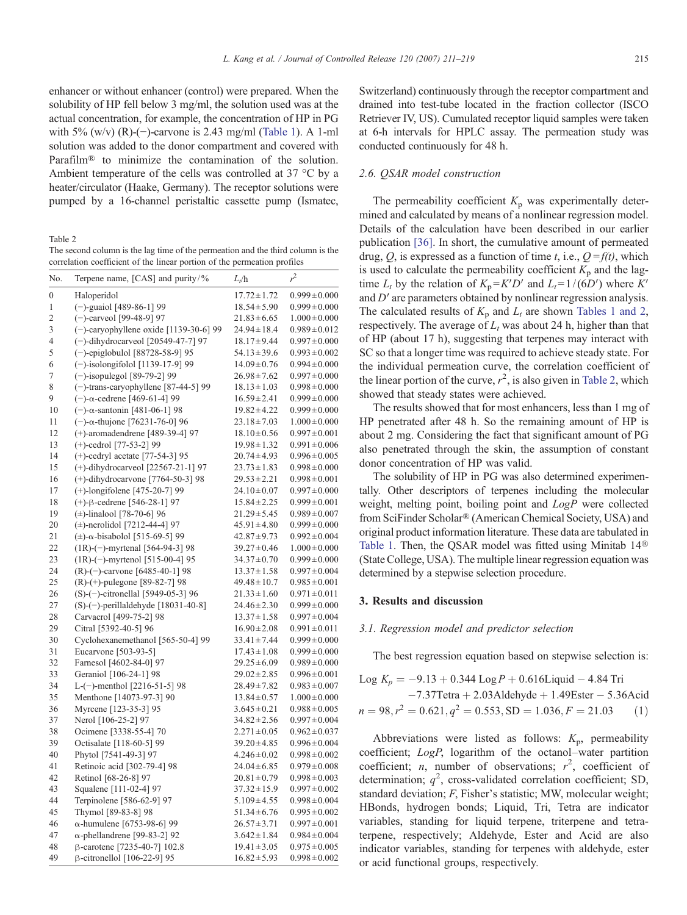enhancer or without enhancer (control) were prepared. When the solubility of HP fell below 3 mg/ml, the solution used was at the actual concentration, for example, the concentration of HP in PG with 5% (w/v) (R)-(−)-carvone is 2.43 mg/ml (Table 1). A 1-ml solution was added to the donor compartment and covered with Parafilm® to minimize the contamination of the solution. Ambient temperature of the cells was controlled at 37 °C by a heater/circulator (Haake, Germany). The receptor solutions were pumped by a 16-channel peristaltic cassette pump (Ismatec, Switzerland) continuously through the receptor compartment and drained into test-tube located in the fraction collector (ISCO Retriever IV, US). Cumulated receptor liquid samples were taken at 6-h intervals for HPLC assay. The permeation study was conducted continuously for 48 h.

Table 2
The second column is the lag time of the permeation and the third column is the correlation coefficient of the linear portion of the permeation profiles

| No. | Terpene name, [CAS] and purity/% | $L_t$/h | $r^2$ |
|---|---|---|---|
| 0 | Haloperidol | 17.72 ± 1.72 | 0.999 ± 0.000 |
| 1 | (−)-guaiol [489-86-1] 99 | 18.54 ± 5.90 | 0.999 ± 0.000 |
| 2 | (−)-carveol [99-48-9] 97 | 21.83 ± 6.65 | 1.000 ± 0.000 |
| 3 | (−)-caryophyllene oxide [1139-30-6] 99 | 24.94 ± 18.4 | 0.989 ± 0.012 |
| 4 | (−)-dihydrocarveol [20549-47-7] 97 | 18.17 ± 9.44 | 0.997 ± 0.000 |
| 5 | (−)-epiglobulol [88728-58-9] 95 | 54.13 ± 39.6 | 0.993 ± 0.002 |
| 6 | (−)-isolongifolol [1139-17-9] 99 | 14.09 ± 0.76 | 0.994 ± 0.000 |
| 7 | (−)-isopulegol [89-79-2] 99 | 26.98 ± 7.62 | 0.997 ± 0.000 |
| 8 | (−)-trans-caryophyllene [87-44-5] 99 | 18.13 ± 1.03 | 0.998 ± 0.000 |
| 9 | (−)-α-cedrene [469-61-4] 99 | 16.59 ± 2.41 | 0.999 ± 0.000 |
| 10 | (−)-α-santonin [481-06-1] 98 | 19.82 ± 4.22 | 0.999 ± 0.000 |
| 11 | (−)-α-thujone [76231-76-0] 96 | 23.18 ± 7.03 | 1.000 ± 0.000 |
| 12 | (+)-aromadendrene [489-39-4] 97 | 18.10 ± 0.56 | 0.997 ± 0.001 |
| 13 | (+)-cedrol [77-53-2] 99 | 19.98 ± 1.32 | 0.991 ± 0.006 |
| 14 | (+)-cedryl acetate [77-54-3] 95 | 20.74 ± 4.93 | 0.996 ± 0.005 |
| 15 | (+)-dihydrocarveol [22567-21-1] 97 | 23.73 ± 1.83 | 0.998 ± 0.000 |
| 16 | (+)-dihydrocarvone [7764-50-3] 98 | 29.53 ± 2.21 | 0.998 ± 0.001 |
| 17 | (+)-longifolene [475-20-7] 99 | 24.10 ± 0.07 | 0.997 ± 0.000 |
| 18 | (+)-β-cedrene [546-28-1] 97 | 15.84 ± 2.25 | 0.999 ± 0.001 |
| 19 | (±)-linalool [78-70-6] 96 | 21.29 ± 5.45 | 0.989 ± 0.007 |
| 20 | (±)-nerolidol [7212-44-4] 97 | 45.91 ± 4.80 | 0.999 ± 0.000 |
| 21 | (±)-α-bisabolol [515-69-5] 99 | 42.87 ± 9.73 | 0.992 ± 0.004 |
| 22 | (1R)-(−)-myrtenal [564-94-3] 98 | 39.27 ± 0.46 | 1.000 ± 0.000 |
| 23 | (1R)-(−)-myrtenol [515-00-4] 95 | 34.37 ± 0.70 | 0.999 ± 0.000 |
| 24 | (R)-(−)-carvone [6485-40-1] 98 | 13.37 ± 1.58 | 0.997 ± 0.004 |
| 25 | (R)-(+)-pulegone [89-82-7] 98 | 49.48 ± 10.7 | 0.985 ± 0.001 |
| 26 | (S)-(−)-citronellal [5949-05-3] 96 | 21.33 ± 1.60 | 0.971 ± 0.011 |
| 27 | (S)-(−)-perillaldehyde [18031-40-8] | 24.46 ± 2.30 | 0.999 ± 0.000 |
| 28 | Carvacrol [499-75-2] 98 | 13.37 ± 1.58 | 0.997 ± 0.004 |
| 29 | Citral [5392-40-5] 96 | 16.90 ± 2.08 | 0.991 ± 0.011 |
| 30 | Cyclohexanemethanol [565-50-4] 99 | 33.41 ± 7.44 | 0.999 ± 0.000 |
| 31 | Eucarvone [503-93-5] | 17.43 ± 1.08 | 0.999 ± 0.000 |
| 32 | Farnesol [4602-84-0] 97 | 29.25 ± 6.09 | 0.989 ± 0.000 |
| 33 | Geraniol [106-24-1] 98 | 29.02 ± 2.85 | 0.996 ± 0.001 |
| 34 | L-(−)-menthol [2216-51-5] 98 | 28.49 ± 7.82 | 0.983 ± 0.007 |
| 35 | Menthone [14073-97-3] 90 | 13.84 ± 0.57 | 1.000 ± 0.000 |
| 36 | Myrcene [123-35-3] 95 | 3.645 ± 0.21 | 0.988 ± 0.005 |
| 37 | Nerol [106-25-2] 97 | 34.82 ± 2.56 | 0.997 ± 0.004 |
| 38 | Ocimene [3338-55-4] 70 | 2.271 ± 0.05 | 0.962 ± 0.037 |
| 39 | Octisalate [118-60-5] 99 | 39.20 ± 4.85 | 0.996 ± 0.004 |
| 40 | Phytol [7541-49-3] 97 | 4.246 ± 0.02 | 0.998 ± 0.002 |
| 41 | Retinoic acid [302-79-4] 98 | 24.04 ± 6.85 | 0.979 ± 0.008 |
| 42 | Retinol [68-26-8] 97 | 20.81 ± 0.79 | 0.998 ± 0.003 |
| 43 | Squalene [111-02-4] 97 | 37.32 ± 15.9 | 0.997 ± 0.002 |
| 44 | Terpinolene [586-62-9] 97 | 5.109 ± 4.55 | 0.998 ± 0.004 |
| 45 | Thymol [89-83-8] 98 | 51.34 ± 6.76 | 0.995 ± 0.002 |
| 46 | α-humulene [6753-98-6] 99 | 26.57 ± 3.71 | 0.997 ± 0.001 |
| 47 | α-phellandrene [99-83-2] 92 | 3.642 ± 1.84 | 0.984 ± 0.004 |
| 48 | β-carotene [7235-40-7] 102.8 | 19.41 ± 3.05 | 0.975 ± 0.005 |
| 49 | β-citronellol [106-22-9] 95 | 16.82 ± 5.93 | 0.998 ± 0.002 |

### 2.6. QSAR model construction

The permeability coefficient $K_p$ was experimentally determined and calculated by means of a nonlinear regression model. Details of the calculation have been described in our earlier publication [36]. In short, the cumulative amount of permeated drug, $Q$, is expressed as a function of time $t$, i.e., $Q = f(t)$, which is used to calculate the permeability coefficient $K_p$ and the lag-time $L_t$ by the relation of $K_p = K'D'$ and $L_t = 1/(6D')$ where $K'$ and $D'$ are parameters obtained by nonlinear regression analysis. The calculated results of $K_p$ and $L_t$ are shown Tables 1 and 2, respectively. The average of $L_t$ was about 24 h, higher than that of HP (about 17 h), suggesting that terpenes may interact with SC so that a longer time was required to achieve steady state. For the individual permeation curve, the correlation coefficient of the linear portion of the curve, $r^2$, is also given in Table 2, which showed that steady states were achieved.

The results showed that for most enhancers, less than 1 mg of HP penetrated after 48 h. So the remaining amount of HP is about 2 mg. Considering the fact that significant amount of PG also penetrated through the skin, the assumption of constant donor concentration of HP was valid.

The solubility of HP in PG was also determined experimentally. Other descriptors of terpenes including the molecular weight, melting point, boiling point and *LogP* were collected from SciFinder Scholar® (American Chemical Society, USA) and original product information literature. These data are tabulated in Table 1. Then, the QSAR model was fitted using Minitab 14® (State College, USA). The multiple linear regression equation was determined by a stepwise selection procedure.

## 3. Results and discussion

### 3.1. Regression model and predictor selection

The best regression equation based on stepwise selection is:

$$\begin{aligned}\text{Log } K_p = &-9.13 + 0.344\,\text{Log}P + 0.616\text{Liquid} - 4.84\,\text{Tri}\\ &-7.37\text{Tetra} + 2.03\text{Aldehyde} + 1.49\text{Ester} - 5.36\text{Acid}\\ n = 98, r^2 &= 0.621, q^2 = 0.553, \text{SD} = 1.036, F = 21.03 \qquad (1)\end{aligned}$$

Abbreviations were listed as follows: $K_p$, permeability coefficient; *LogP*, logarithm of the octanol–water partition coefficient; $n$, number of observations; $r^2$, coefficient of determination; $q^2$, cross-validated correlation coefficient; SD, standard deviation; $F$, Fisher's statistic; MW, molecular weight; HBonds, hydrogen bonds; Liquid, Tri, Tetra are indicator variables, standing for liquid terpene, triterpene and tetraterpene, respectively; Aldehyde, Ester and Acid are also indicator variables, standing for terpenes with aldehyde, ester or acid functional groups, respectively.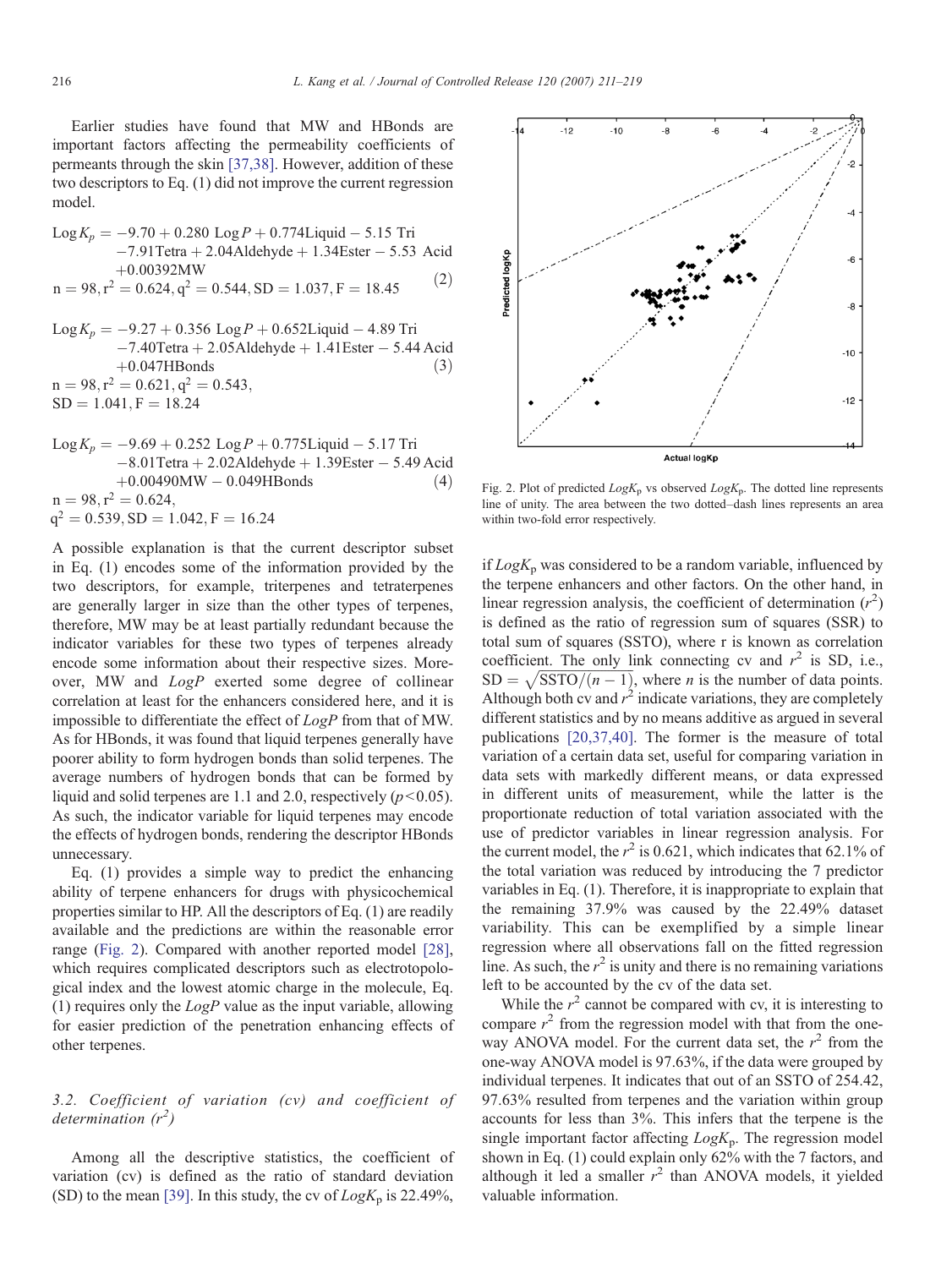Earlier studies have found that MW and HBonds are important factors affecting the permeability coefficients of permeants through the skin [37,38]. However, addition of these two descriptors to Eq. (1) did not improve the current regression model.

$$\begin{aligned}\text{Log}K_p = & -9.70 + 0.280\ \text{Log}P + 0.774\text{Liquid} - 5.15\ \text{Tri} \\ & -7.91\text{Tetra} + 2.04\text{Aldehyde} + 1.34\text{Ester} - 5.53\ \text{Acid} \\ & +0.00392\text{MW}\end{aligned} \tag{2}$$

$n = 98, r^2 = 0.624, q^2 = 0.544, \text{SD} = 1.037, \text{F} = 18.45$

$$\begin{aligned}\text{Log}K_p = & -9.27 + 0.356\ \text{Log}P + 0.652\text{Liquid} - 4.89\ \text{Tri} \\ & -7.40\text{Tetra} + 2.05\text{Aldehyde} + 1.41\text{Ester} - 5.44\ \text{Acid} \\ & +0.047\text{HBonds}\end{aligned} \tag{3}$$

$n = 98, r^2 = 0.621, q^2 = 0.543,$
$\text{SD} = 1.041, \text{F} = 18.24$

$$\begin{aligned}\text{Log}K_p = & -9.69 + 0.252\ \text{Log}P + 0.775\text{Liquid} - 5.17\ \text{Tri} \\ & -8.01\text{Tetra} + 2.02\text{Aldehyde} + 1.39\text{Ester} - 5.49\ \text{Acid} \\ & +0.00490\text{MW} - 0.049\text{HBonds}\end{aligned} \tag{4}$$

$n = 98, r^2 = 0.624,$
$q^2 = 0.539, \text{SD} = 1.042, \text{F} = 16.24$

A possible explanation is that the current descriptor subset in Eq. (1) encodes some of the information provided by the two descriptors, for example, triterpenes and tetraterpenes are generally larger in size than the other types of terpenes, therefore, MW may be at least partially redundant because the indicator variables for these two types of terpenes already encode some information about their respective sizes. Moreover, MW and *LogP* exerted some degree of collinear correlation at least for the enhancers considered here, and it is impossible to differentiate the effect of *LogP* from that of MW. As for HBonds, it was found that liquid terpenes generally have poorer ability to form hydrogen bonds than solid terpenes. The average numbers of hydrogen bonds that can be formed by liquid and solid terpenes are 1.1 and 2.0, respectively ($p<0.05$). As such, the indicator variable for liquid terpenes may encode the effects of hydrogen bonds, rendering the descriptor HBonds unnecessary.

Eq. (1) provides a simple way to predict the enhancing ability of terpene enhancers for drugs with physicochemical properties similar to HP. All the descriptors of Eq. (1) are readily available and the predictions are within the reasonable error range (Fig. 2). Compared with another reported model [28], which requires complicated descriptors such as electrotopological index and the lowest atomic charge in the molecule, Eq. (1) requires only the *LogP* value as the input variable, allowing for easier prediction of the penetration enhancing effects of other terpenes.

### 3.2. Coefficient of variation (cv) and coefficient of determination ($r^2$)

Among all the descriptive statistics, the coefficient of variation (cv) is defined as the ratio of standard deviation (SD) to the mean [39]. In this study, the cv of $LogK_p$ is 22.49%, if $LogK_p$ was considered to be a random variable, influenced by the terpene enhancers and other factors. On the other hand, in linear regression analysis, the coefficient of determination ($r^2$) is defined as the ratio of regression sum of squares (SSR) to total sum of squares (SSTO), where r is known as correlation coefficient. The only link connecting cv and $r^2$ is SD, i.e., $\text{SD} = \sqrt{\text{SSTO}/(n-1)}$, where $n$ is the number of data points. Although both cv and $r^2$ indicate variations, they are completely different statistics and by no means additive as argued in several publications [20,37,40]. The former is the measure of total variation of a certain data set, useful for comparing variation in data sets with markedly different means, or data expressed in different units of measurement, while the latter is the proportionate reduction of total variation associated with the use of predictor variables in linear regression analysis. For the current model, the $r^2$ is 0.621, which indicates that 62.1% of the total variation was reduced by introducing the 7 predictor variables in Eq. (1). Therefore, it is inappropriate to explain that the remaining 37.9% was caused by the 22.49% dataset variability. This can be exemplified by a simple linear regression where all observations fall on the fitted regression line. As such, the $r^2$ is unity and there is no remaining variations left to be accounted by the cv of the data set.

While the $r^2$ cannot be compared with cv, it is interesting to compare $r^2$ from the regression model with that from the one-way ANOVA model. For the current data set, the $r^2$ from the one-way ANOVA model is 97.63%, if the data were grouped by individual terpenes. It indicates that out of an SSTO of 254.42, 97.63% resulted from terpenes and the variation within group accounts for less than 3%. This infers that the terpene is the single important factor affecting $LogK_p$. The regression model shown in Eq. (1) could explain only 62% with the 7 factors, and although it led a smaller $r^2$ than ANOVA models, it yielded valuable information.

Fig. 2. Plot of predicted $LogK_p$ vs observed $LogK_p$. The dotted line represents line of unity. The area between the two dotted–dash lines represents an area within two-fold error respectively.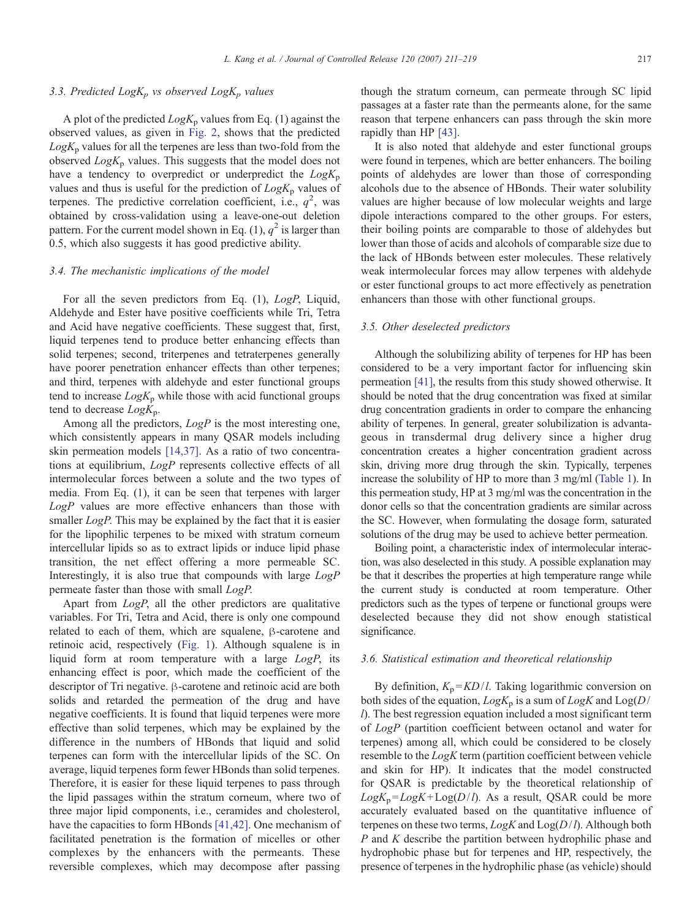### 3.3. Predicted $LogK_p$ vs observed $LogK_p$ values

A plot of the predicted $LogK_p$ values from Eq. (1) against the observed values, as given in Fig. 2, shows that the predicted $LogK_p$ values for all the terpenes are less than two-fold from the observed $LogK_p$ values. This suggests that the model does not have a tendency to overpredict or underpredict the $LogK_p$ values and thus is useful for the prediction of $LogK_p$ values of terpenes. The predictive correlation coefficient, i.e., $q^2$, was obtained by cross-validation using a leave-one-out deletion pattern. For the current model shown in Eq. (1), $q^2$ is larger than 0.5, which also suggests it has good predictive ability.

### 3.4. The mechanistic implications of the model

For all the seven predictors from Eq. (1), *LogP*, Liquid, Aldehyde and Ester have positive coefficients while Tri, Tetra and Acid have negative coefficients. These suggest that, first, liquid terpenes tend to produce better enhancing effects than solid terpenes; second, triterpenes and tetraterpenes generally have poorer penetration enhancer effects than other terpenes; and third, terpenes with aldehyde and ester functional groups tend to increase $LogK_p$ while those with acid functional groups tend to decrease $LogK_p$.

Among all the predictors, *LogP* is the most interesting one, which consistently appears in many QSAR models including skin permeation models [14,37]. As a ratio of two concentrations at equilibrium, *LogP* represents collective effects of all intermolecular forces between a solute and the two types of media. From Eq. (1), it can be seen that terpenes with larger *LogP* values are more effective enhancers than those with smaller *LogP*. This may be explained by the fact that it is easier for the lipophilic terpenes to be mixed with stratum corneum intercellular lipids so as to extract lipids or induce lipid phase transition, the net effect offering a more permeable SC. Interestingly, it is also true that compounds with large *LogP* permeate faster than those with small *LogP*.

Apart from *LogP*, all the other predictors are qualitative variables. For Tri, Tetra and Acid, there is only one compound related to each of them, which are squalene, β-carotene and retinoic acid, respectively (Fig. 1). Although squalene is in liquid form at room temperature with a large *LogP*, its enhancing effect is poor, which made the coefficient of the descriptor of Tri negative. β-carotene and retinoic acid are both solids and retarded the permeation of the drug and have negative coefficients. It is found that liquid terpenes were more effective than solid terpenes, which may be explained by the difference in the numbers of HBonds that liquid and solid terpenes can form with the intercellular lipids of the SC. On average, liquid terpenes form fewer HBonds than solid terpenes. Therefore, it is easier for these liquid terpenes to pass through the lipid passages within the stratum corneum, where two of three major lipid components, i.e., ceramides and cholesterol, have the capacities to form HBonds [41,42]. One mechanism of facilitated penetration is the formation of micelles or other complexes by the enhancers with the permeants. These reversible complexes, which may decompose after passing though the stratum corneum, can permeate through SC lipid passages at a faster rate than the permeants alone, for the same reason that terpene enhancers can pass through the skin more rapidly than HP [43].

It is also noted that aldehyde and ester functional groups were found in terpenes, which are better enhancers. The boiling points of aldehydes are lower than those of corresponding alcohols due to the absence of HBonds. Their water solubility values are higher because of low molecular weights and large dipole interactions compared to the other groups. For esters, their boiling points are comparable to those of aldehydes but lower than those of acids and alcohols of comparable size due to the lack of HBonds between ester molecules. These relatively weak intermolecular forces may allow terpenes with aldehyde or ester functional groups to act more effectively as penetration enhancers than those with other functional groups.

### 3.5. Other deselected predictors

Although the solubilizing ability of terpenes for HP has been considered to be a very important factor for influencing skin permeation [41], the results from this study showed otherwise. It should be noted that the drug concentration was fixed at similar drug concentration gradients in order to compare the enhancing ability of terpenes. In general, greater solubilization is advantageous in transdermal drug delivery since a higher drug concentration creates a higher concentration gradient across skin, driving more drug through the skin. Typically, terpenes increase the solubility of HP to more than 3 mg/ml (Table 1). In this permeation study, HP at 3 mg/ml was the concentration in the donor cells so that the concentration gradients are similar across the SC. However, when formulating the dosage form, saturated solutions of the drug may be used to achieve better permeation.

Boiling point, a characteristic index of intermolecular interaction, was also deselected in this study. A possible explanation may be that it describes the properties at high temperature range while the current study is conducted at room temperature. Other predictors such as the types of terpene or functional groups were deselected because they did not show enough statistical significance.

### 3.6. Statistical estimation and theoretical relationship

By definition, $K_p = KD/l$. Taking logarithmic conversion on both sides of the equation, $LogK_p$ is a sum of $LogK$ and $Log(D/l)$. The best regression equation included a most significant term of *LogP* (partition coefficient between octanol and water for terpenes) among all, which could be considered to be closely resemble to the *LogK* term (partition coefficient between vehicle and skin for HP). It indicates that the model constructed for QSAR is predictable by the theoretical relationship of $LogK_p = LogK + Log(D/l)$. As a result, QSAR could be more accurately evaluated based on the quantitative influence of terpenes on these two terms, *LogK* and $Log(D/l)$. Although both *P* and *K* describe the partition between hydrophilic phase and hydrophobic phase but for terpenes and HP, respectively, the presence of terpenes in the hydrophilic phase (as vehicle) should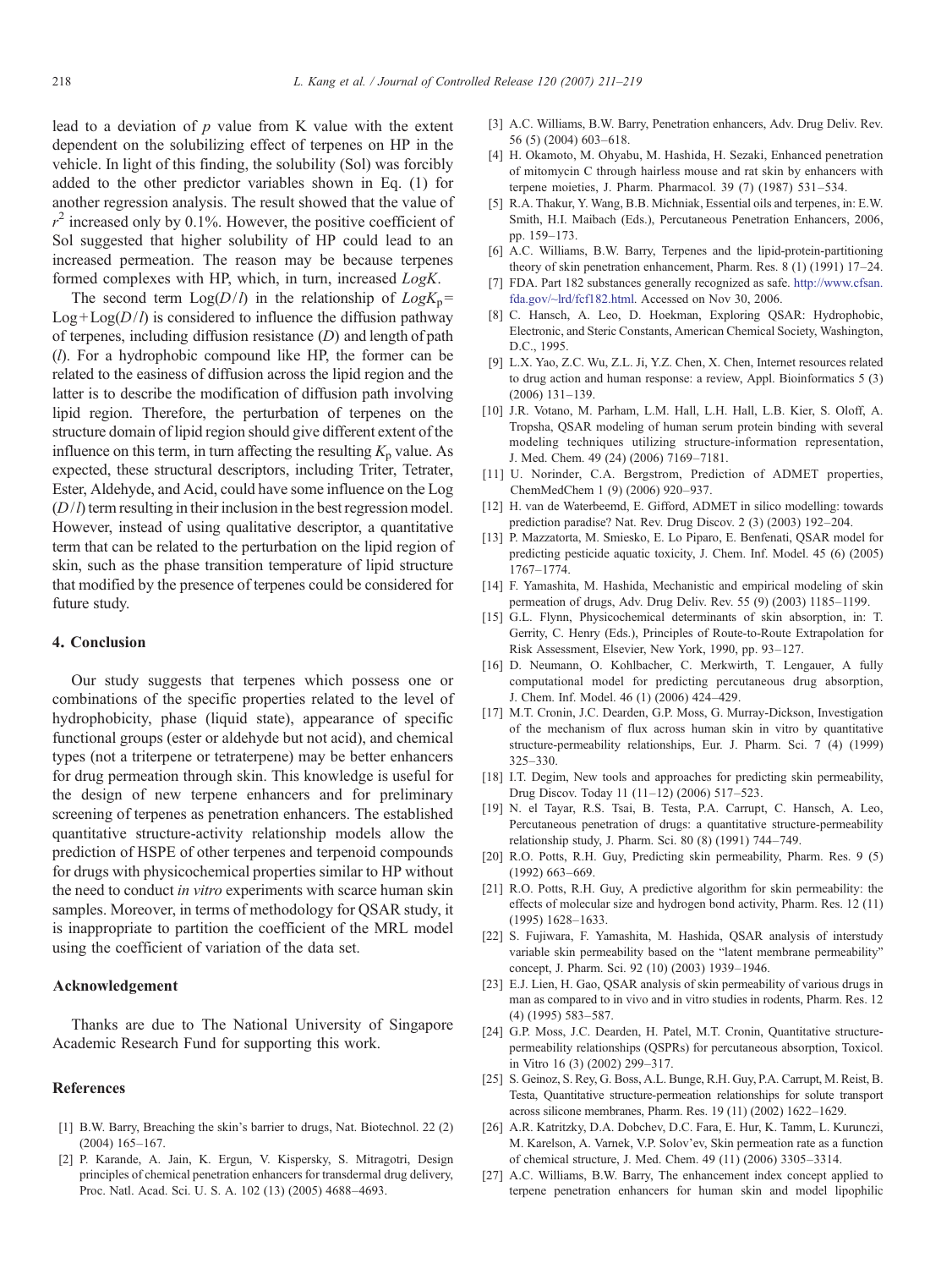lead to a deviation of $p$ value from K value with the extent dependent on the solubilizing effect of terpenes on HP in the vehicle. In light of this finding, the solubility (Sol) was forcibly added to the other predictor variables shown in Eq. (1) for another regression analysis. The result showed that the value of $r^2$ increased only by 0.1%. However, the positive coefficient of Sol suggested that higher solubility of HP could lead to an increased permeation. The reason may be because terpenes formed complexes with HP, which, in turn, increased *LogK*.

The second term $\text{Log}(D/l)$ in the relationship of $LogK_p = \text{Log} + \text{Log}(D/l)$ is considered to influence the diffusion pathway of terpenes, including diffusion resistance ($D$) and length of path ($l$). For a hydrophobic compound like HP, the former can be related to the easiness of diffusion across the lipid region and the latter is to describe the modification of diffusion path involving lipid region. Therefore, the perturbation of terpenes on the structure domain of lipid region should give different extent of the influence on this term, in turn affecting the resulting $K_p$ value. As expected, these structural descriptors, including Triter, Tetrater, Ester, Aldehyde, and Acid, could have some influence on the $\text{Log}(D/l)$ term resulting in their inclusion in the best regression model. However, instead of using qualitative descriptor, a quantitative term that can be related to the perturbation on the lipid region of skin, such as the phase transition temperature of lipid structure that modified by the presence of terpenes could be considered for future study.

## 4. Conclusion

Our study suggests that terpenes which possess one or combinations of the specific properties related to the level of hydrophobicity, phase (liquid state), appearance of specific functional groups (ester or aldehyde but not acid), and chemical types (not a triterpene or tetraterpene) may be better enhancers for drug permeation through skin. This knowledge is useful for the design of new terpene enhancers and for preliminary screening of terpenes as penetration enhancers. The established quantitative structure-activity relationship models allow the prediction of HSPE of other terpenes and terpenoid compounds for drugs with physicochemical properties similar to HP without the need to conduct *in vitro* experiments with scarce human skin samples. Moreover, in terms of methodology for QSAR study, it is inappropriate to partition the coefficient of the MRL model using the coefficient of variation of the data set.

## Acknowledgement

Thanks are due to The National University of Singapore Academic Research Fund for supporting this work.

## References

[1] B.W. Barry, Breaching the skin's barrier to drugs, Nat. Biotechnol. 22 (2) (2004) 165–167.

[2] P. Karande, A. Jain, K. Ergun, V. Kispersky, S. Mitragotri, Design principles of chemical penetration enhancers for transdermal drug delivery, Proc. Natl. Acad. Sci. U. S. A. 102 (13) (2005) 4688–4693.

[3] A.C. Williams, B.W. Barry, Penetration enhancers, Adv. Drug Deliv. Rev. 56 (5) (2004) 603–618.

[4] H. Okamoto, M. Ohyabu, M. Hashida, H. Sezaki, Enhanced penetration of mitomycin C through hairless mouse and rat skin by enhancers with terpene moieties, J. Pharm. Pharmacol. 39 (7) (1987) 531–534.

[5] R.A. Thakur, Y. Wang, B.B. Michniak, Essential oils and terpenes, in: E.W. Smith, H.I. Maibach (Eds.), Percutaneous Penetration Enhancers, 2006, pp. 159–173.

[6] A.C. Williams, B.W. Barry, Terpenes and the lipid-protein-partitioning theory of skin penetration enhancement, Pharm. Res. 8 (1) (1991) 17–24.

[7] FDA. Part 182 substances generally recognized as safe. http://www.cfsan.fda.gov/~lrd/fcf182.html. Accessed on Nov 30, 2006.

[8] C. Hansch, A. Leo, D. Hoekman, Exploring QSAR: Hydrophobic, Electronic, and Steric Constants, American Chemical Society, Washington, D.C., 1995.

[9] L.X. Yao, Z.C. Wu, Z.L. Ji, Y.Z. Chen, X. Chen, Internet resources related to drug action and human response: a review, Appl. Bioinformatics 5 (3) (2006) 131–139.

[10] J.R. Votano, M. Parham, L.M. Hall, L.H. Hall, L.B. Kier, S. Oloff, A. Tropsha, QSAR modeling of human serum protein binding with several modeling techniques utilizing structure-information representation, J. Med. Chem. 49 (24) (2006) 7169–7181.

[11] U. Norinder, C.A. Bergstrom, Prediction of ADMET properties, ChemMedChem 1 (9) (2006) 920–937.

[12] H. van de Waterbeemd, E. Gifford, ADMET in silico modelling: towards prediction paradise? Nat. Rev. Drug Discov. 2 (3) (2003) 192–204.

[13] P. Mazzatorta, M. Smiesko, E. Lo Piparo, E. Benfenati, QSAR model for predicting pesticide aquatic toxicity, J. Chem. Inf. Model. 45 (6) (2005) 1767–1774.

[14] F. Yamashita, M. Hashida, Mechanistic and empirical modeling of skin permeation of drugs, Adv. Drug Deliv. Rev. 55 (9) (2003) 1185–1199.

[15] G.L. Flynn, Physicochemical determinants of skin absorption, in: T. Gerrity, C. Henry (Eds.), Principles of Route-to-Route Extrapolation for Risk Assessment, Elsevier, New York, 1990, pp. 93–127.

[16] D. Neumann, O. Kohlbacher, C. Merkwirth, T. Lengauer, A fully computational model for predicting percutaneous drug absorption, J. Chem. Inf. Model. 46 (1) (2006) 424–429.

[17] M.T. Cronin, J.C. Dearden, G.P. Moss, G. Murray-Dickson, Investigation of the mechanism of flux across human skin in vitro by quantitative structure-permeability relationships, Eur. J. Pharm. Sci. 7 (4) (1999) 325–330.

[18] I.T. Degim, New tools and approaches for predicting skin permeability, Drug Discov. Today 11 (11–12) (2006) 517–523.

[19] N. el Tayar, R.S. Tsai, B. Testa, P.A. Carrupt, C. Hansch, A. Leo, Percutaneous penetration of drugs: a quantitative structure-permeability relationship study, J. Pharm. Sci. 80 (8) (1991) 744–749.

[20] R.O. Potts, R.H. Guy, Predicting skin permeability, Pharm. Res. 9 (5) (1992) 663–669.

[21] R.O. Potts, R.H. Guy, A predictive algorithm for skin permeability: the effects of molecular size and hydrogen bond activity, Pharm. Res. 12 (11) (1995) 1628–1633.

[22] S. Fujiwara, F. Yamashita, M. Hashida, QSAR analysis of interstudy variable skin permeability based on the "latent membrane permeability" concept, J. Pharm. Sci. 92 (10) (2003) 1939–1946.

[23] E.J. Lien, H. Gao, QSAR analysis of skin permeability of various drugs in man as compared to in vivo and in vitro studies in rodents, Pharm. Res. 12 (4) (1995) 583–587.

[24] G.P. Moss, J.C. Dearden, H. Patel, M.T. Cronin, Quantitative structure-permeability relationships (QSPRs) for percutaneous absorption, Toxicol. in Vitro 16 (3) (2002) 299–317.

[25] S. Geinoz, S. Rey, G. Boss, A.L. Bunge, R.H. Guy, P.A. Carrupt, M. Reist, B. Testa, Quantitative structure-permeation relationships for solute transport across silicone membranes, Pharm. Res. 19 (11) (2002) 1622–1629.

[26] A.R. Katritzky, D.A. Dobchev, D.C. Fara, E. Hur, K. Tamm, L. Kurunczi, M. Karelson, A. Varnek, V.P. Solov'ev, Skin permeation rate as a function of chemical structure, J. Med. Chem. 49 (11) (2006) 3305–3314.

[27] A.C. Williams, B.W. Barry, The enhancement index concept applied to terpene penetration enhancers for human skin and model lipophilic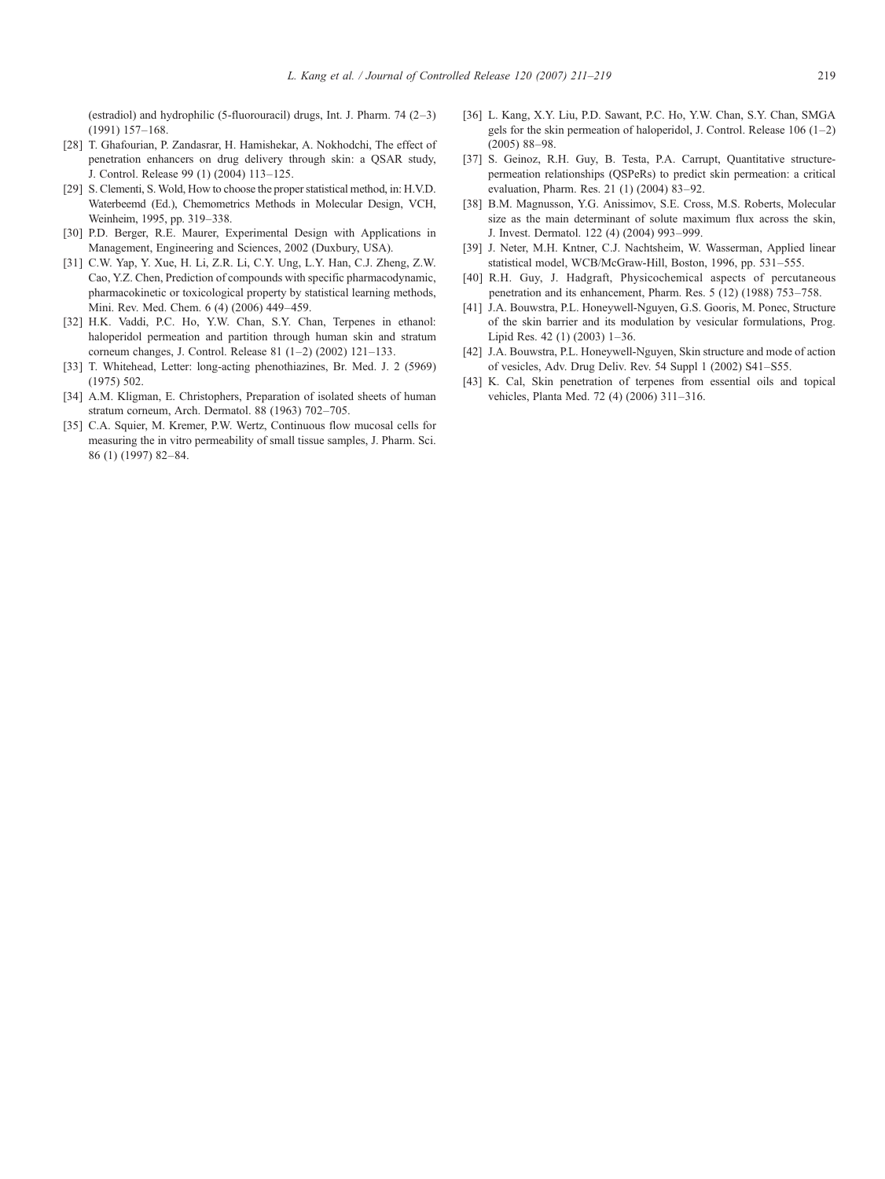(estradiol) and hydrophilic (5-fluorouracil) drugs, Int. J. Pharm. 74 (2–3) (1991) 157–168.

[28] T. Ghafourian, P. Zandasrar, H. Hamishekar, A. Nokhodchi, The effect of penetration enhancers on drug delivery through skin: a QSAR study, J. Control. Release 99 (1) (2004) 113–125.

[29] S. Clementi, S. Wold, How to choose the proper statistical method, in: H.V.D. Waterbeemd (Ed.), Chemometrics Methods in Molecular Design, VCH, Weinheim, 1995, pp. 319–338.

[30] P.D. Berger, R.E. Maurer, Experimental Design with Applications in Management, Engineering and Sciences, 2002 (Duxbury, USA).

[31] C.W. Yap, Y. Xue, H. Li, Z.R. Li, C.Y. Ung, L.Y. Han, C.J. Zheng, Z.W. Cao, Y.Z. Chen, Prediction of compounds with specific pharmacodynamic, pharmacokinetic or toxicological property by statistical learning methods, Mini. Rev. Med. Chem. 6 (4) (2006) 449–459.

[32] H.K. Vaddi, P.C. Ho, Y.W. Chan, S.Y. Chan, Terpenes in ethanol: haloperidol permeation and partition through human skin and stratum corneum changes, J. Control. Release 81 (1–2) (2002) 121–133.

[33] T. Whitehead, Letter: long-acting phenothiazines, Br. Med. J. 2 (5969) (1975) 502.

[34] A.M. Kligman, E. Christophers, Preparation of isolated sheets of human stratum corneum, Arch. Dermatol. 88 (1963) 702–705.

[35] C.A. Squier, M. Kremer, P.W. Wertz, Continuous flow mucosal cells for measuring the in vitro permeability of small tissue samples, J. Pharm. Sci. 86 (1) (1997) 82–84.

[36] L. Kang, X.Y. Liu, P.D. Sawant, P.C. Ho, Y.W. Chan, S.Y. Chan, SMGA gels for the skin permeation of haloperidol, J. Control. Release 106 (1–2) (2005) 88–98.

[37] S. Geinoz, R.H. Guy, B. Testa, P.A. Carrupt, Quantitative structure-permeation relationships (QSPeRs) to predict skin permeation: a critical evaluation, Pharm. Res. 21 (1) (2004) 83–92.

[38] B.M. Magnusson, Y.G. Anissimov, S.E. Cross, M.S. Roberts, Molecular size as the main determinant of solute maximum flux across the skin, J. Invest. Dermatol. 122 (4) (2004) 993–999.

[39] J. Neter, M.H. Kntner, C.J. Nachtsheim, W. Wasserman, Applied linear statistical model, WCB/McGraw-Hill, Boston, 1996, pp. 531–555.

[40] R.H. Guy, J. Hadgraft, Physicochemical aspects of percutaneous penetration and its enhancement, Pharm. Res. 5 (12) (1988) 753–758.

[41] J.A. Bouwstra, P.L. Honeywell-Nguyen, G.S. Gooris, M. Ponec, Structure of the skin barrier and its modulation by vesicular formulations, Prog. Lipid Res. 42 (1) (2003) 1–36.

[42] J.A. Bouwstra, P.L. Honeywell-Nguyen, Skin structure and mode of action of vesicles, Adv. Drug Deliv. Rev. 54 Suppl 1 (2002) S41–S55.

[43] K. Cal, Skin penetration of terpenes from essential oils and topical vehicles, Planta Med. 72 (4) (2006) 311–316.